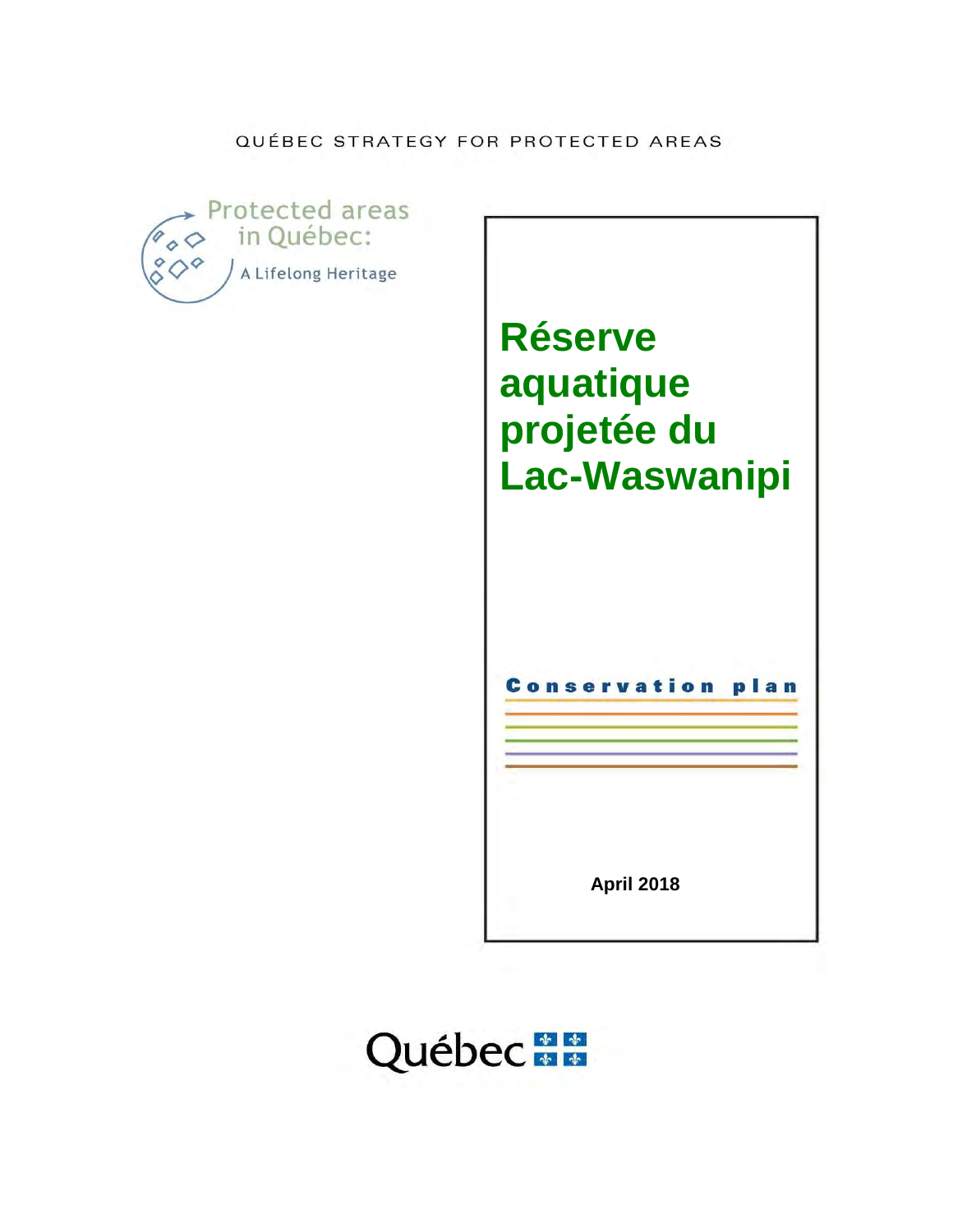QUÉBEC STRATEGY FOR PROTECTED AREAS

Protected areas in Québec: A Lifelong Heritage

# Réserve aquatique projetée du Lac-Waswanipi

## Conservation plan

April 2018

Québec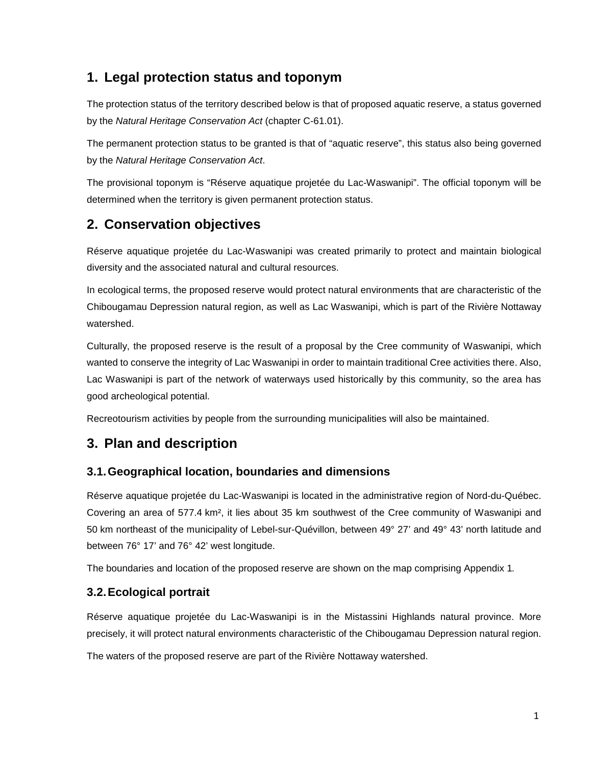## 1. Legal protection status and toponym

The protection status of the territory described below is that of proposed aquatic reserve, a status governed by the *Natural Heritage Conservation Act* (chapter C-61.01).

The permanent protection status to be granted is that of "aquatic reserve", this status also being governed by the *Natural Heritage Conservation Act*.

The provisional toponym is "Réserve aquatique projetée du Lac-Waswanipi". The official toponym will be determined when the territory is given permanent protection status.

## 2. Conservation objectives

Réserve aquatique projetée du Lac-Waswanipi was created primarily to protect and maintain biological diversity and the associated natural and cultural resources.

In ecological terms, the proposed reserve would protect natural environments that are characteristic of the Chibougamau Depression natural region, as well as Lac Waswanipi, which is part of the Rivière Nottaway watershed.

Culturally, the proposed reserve is the result of a proposal by the Cree community of Waswanipi, which wanted to conserve the integrity of Lac Waswanipi in order to maintain traditional Cree activities there. Also, Lac Waswanipi is part of the network of waterways used historically by this community, so the area has good archeological potential.

Recreotourism activities by people from the surrounding municipalities will also be maintained.

## 3. Plan and description

### 3.1. Geographical location, boundaries and dimensions

Réserve aquatique projetée du Lac-Waswanipi is located in the administrative region of Nord-du-Québec. Covering an area of 577.4 km², it lies about 35 km southwest of the Cree community of Waswanipi and 50 km northeast of the municipality of Lebel-sur-Quévillon, between 49° 27' and 49° 43' north latitude and between 76° 17' and 76° 42' west longitude.

The boundaries and location of the proposed reserve are shown on the map comprising Appendix 1.

### 3.2. Ecological portrait

Réserve aquatique projetée du Lac-Waswanipi is in the Mistassini Highlands natural province. More precisely, it will protect natural environments characteristic of the Chibougamau Depression natural region.

The waters of the proposed reserve are part of the Rivière Nottaway watershed.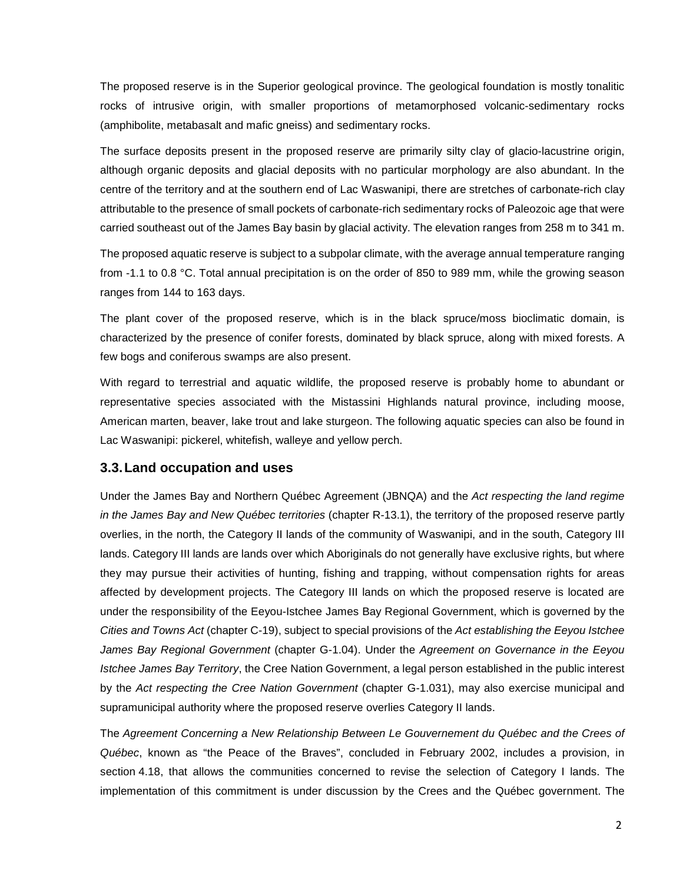The proposed reserve is in the Superior geological province. The geological foundation is mostly tonalitic rocks of intrusive origin, with smaller proportions of metamorphosed volcanic-sedimentary rocks (amphibolite, metabasalt and mafic gneiss) and sedimentary rocks.

The surface deposits present in the proposed reserve are primarily silty clay of glacio-lacustrine origin, although organic deposits and glacial deposits with no particular morphology are also abundant. In the centre of the territory and at the southern end of Lac Waswanipi, there are stretches of carbonate-rich clay attributable to the presence of small pockets of carbonate-rich sedimentary rocks of Paleozoic age that were carried southeast out of the James Bay basin by glacial activity. The elevation ranges from 258 m to 341 m.

The proposed aquatic reserve is subject to a subpolar climate, with the average annual temperature ranging from -1.1 to 0.8 °C. Total annual precipitation is on the order of 850 to 989 mm, while the growing season ranges from 144 to 163 days.

The plant cover of the proposed reserve, which is in the black spruce/moss bioclimatic domain, is characterized by the presence of conifer forests, dominated by black spruce, along with mixed forests. A few bogs and coniferous swamps are also present.

With regard to terrestrial and aquatic wildlife, the proposed reserve is probably home to abundant or representative species associated with the Mistassini Highlands natural province, including moose, American marten, beaver, lake trout and lake sturgeon. The following aquatic species can also be found in Lac Waswanipi: pickerel, whitefish, walleye and yellow perch.

## 3.3. Land occupation and uses

Under the James Bay and Northern Québec Agreement (JBNQA) and the *Act respecting the land regime in the James Bay and New Québec territories* (chapter R-13.1), the territory of the proposed reserve partly overlies, in the north, the Category II lands of the community of Waswanipi, and in the south, Category III lands. Category III lands are lands over which Aboriginals do not generally have exclusive rights, but where they may pursue their activities of hunting, fishing and trapping, without compensation rights for areas affected by development projects. The Category III lands on which the proposed reserve is located are under the responsibility of the Eeyou-Istchee James Bay Regional Government, which is governed by the *Cities and Towns Act* (chapter C-19), subject to special provisions of the *Act establishing the Eeyou Istchee James Bay Regional Government* (chapter G-1.04). Under the *Agreement on Governance in the Eeyou Istchee James Bay Territory*, the Cree Nation Government, a legal person established in the public interest by the *Act respecting the Cree Nation Government* (chapter G-1.031), may also exercise municipal and supramunicipal authority where the proposed reserve overlies Category II lands.

The *Agreement Concerning a New Relationship Between Le Gouvernement du Québec and the Crees of Québec*, known as "the Peace of the Braves", concluded in February 2002, includes a provision, in section 4.18, that allows the communities concerned to revise the selection of Category I lands. The implementation of this commitment is under discussion by the Crees and the Québec government. The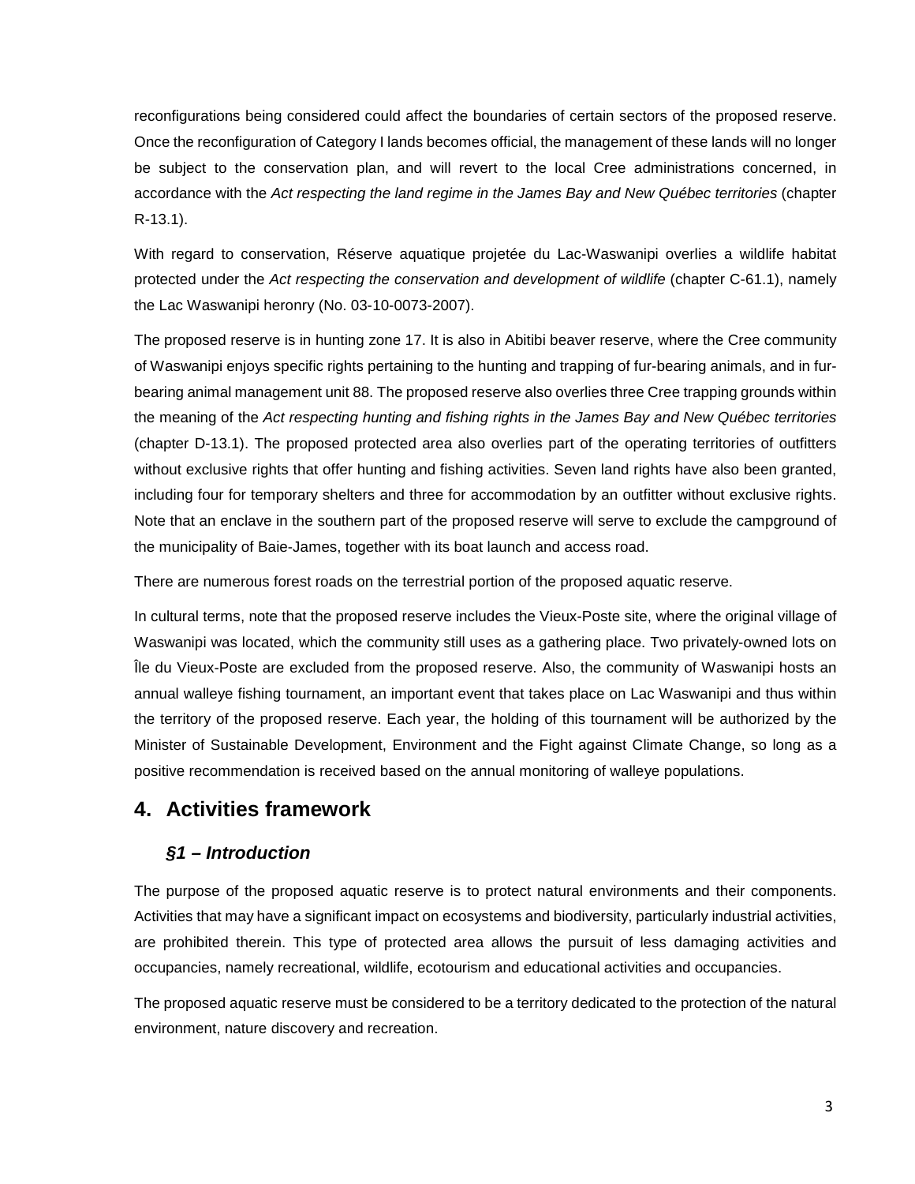reconfigurations being considered could affect the boundaries of certain sectors of the proposed reserve. Once the reconfiguration of Category I lands becomes official, the management of these lands will no longer be subject to the conservation plan, and will revert to the local Cree administrations concerned, in accordance with the *Act respecting the land regime in the James Bay and New Québec territories* (chapter R-13.1).

With regard to conservation, Réserve aquatique projetée du Lac-Waswanipi overlies a wildlife habitat protected under the *Act respecting the conservation and development of wildlife* (chapter C-61.1), namely the Lac Waswanipi heronry (No. 03-10-0073-2007).

The proposed reserve is in hunting zone 17. It is also in Abitibi beaver reserve, where the Cree community of Waswanipi enjoys specific rights pertaining to the hunting and trapping of fur-bearing animals, and in fur-bearing animal management unit 88. The proposed reserve also overlies three Cree trapping grounds within the meaning of the *Act respecting hunting and fishing rights in the James Bay and New Québec territories* (chapter D-13.1). The proposed protected area also overlies part of the operating territories of outfitters without exclusive rights that offer hunting and fishing activities. Seven land rights have also been granted, including four for temporary shelters and three for accommodation by an outfitter without exclusive rights. Note that an enclave in the southern part of the proposed reserve will serve to exclude the campground of the municipality of Baie-James, together with its boat launch and access road.

There are numerous forest roads on the terrestrial portion of the proposed aquatic reserve.

In cultural terms, note that the proposed reserve includes the Vieux-Poste site, where the original village of Waswanipi was located, which the community still uses as a gathering place. Two privately-owned lots on Île du Vieux-Poste are excluded from the proposed reserve. Also, the community of Waswanipi hosts an annual walleye fishing tournament, an important event that takes place on Lac Waswanipi and thus within the territory of the proposed reserve. Each year, the holding of this tournament will be authorized by the Minister of Sustainable Development, Environment and the Fight against Climate Change, so long as a positive recommendation is received based on the annual monitoring of walleye populations.

## 4. Activities framework

### *§1 – Introduction*

The purpose of the proposed aquatic reserve is to protect natural environments and their components. Activities that may have a significant impact on ecosystems and biodiversity, particularly industrial activities, are prohibited therein. This type of protected area allows the pursuit of less damaging activities and occupancies, namely recreational, wildlife, ecotourism and educational activities and occupancies.

The proposed aquatic reserve must be considered to be a territory dedicated to the protection of the natural environment, nature discovery and recreation.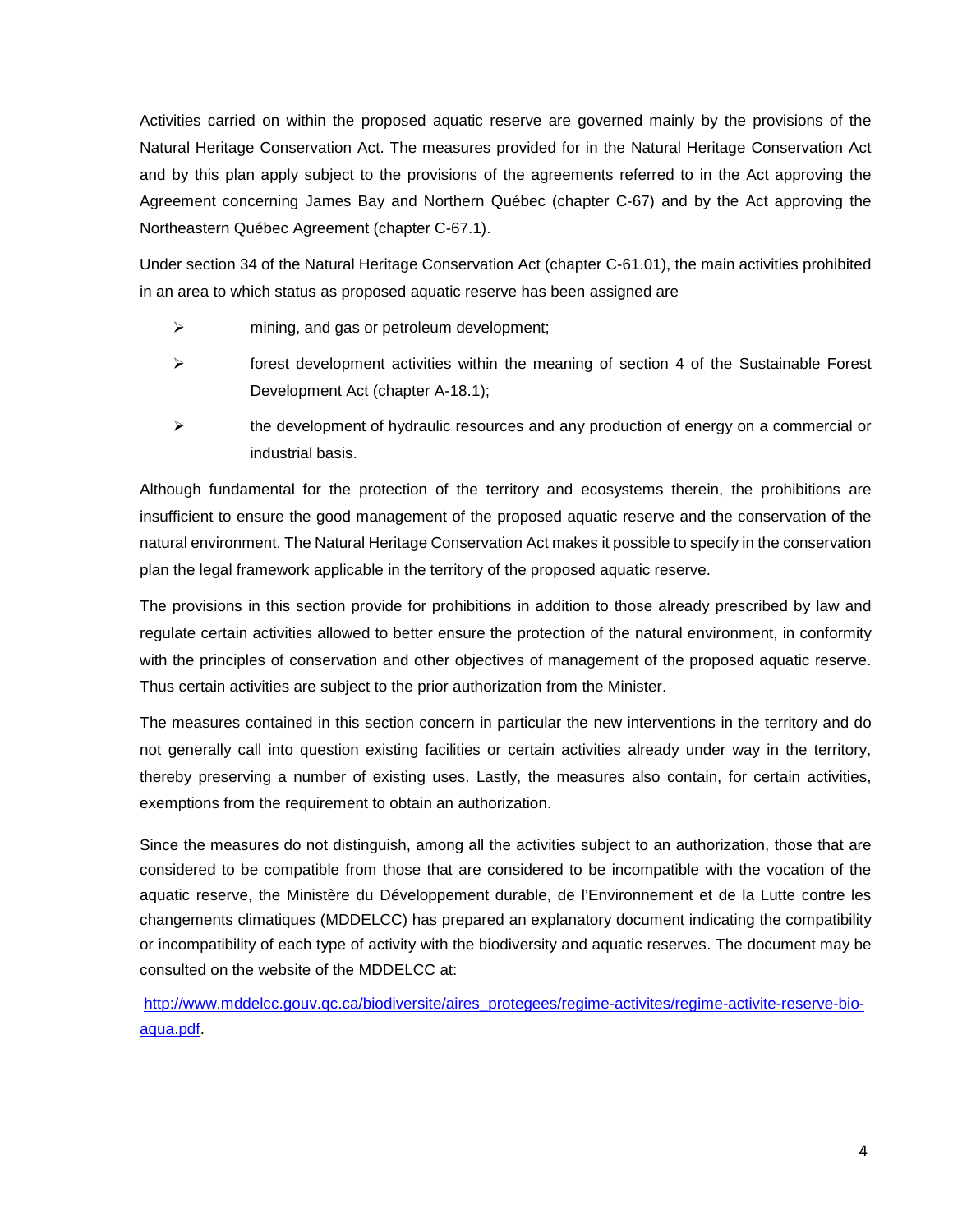Activities carried on within the proposed aquatic reserve are governed mainly by the provisions of the Natural Heritage Conservation Act. The measures provided for in the Natural Heritage Conservation Act and by this plan apply subject to the provisions of the agreements referred to in the Act approving the Agreement concerning James Bay and Northern Québec (chapter C-67) and by the Act approving the Northeastern Québec Agreement (chapter C-67.1).

Under section 34 of the Natural Heritage Conservation Act (chapter C-61.01), the main activities prohibited in an area to which status as proposed aquatic reserve has been assigned are

- mining, and gas or petroleum development;
- forest development activities within the meaning of section 4 of the Sustainable Forest Development Act (chapter A-18.1);
- the development of hydraulic resources and any production of energy on a commercial or industrial basis.

Although fundamental for the protection of the territory and ecosystems therein, the prohibitions are insufficient to ensure the good management of the proposed aquatic reserve and the conservation of the natural environment. The Natural Heritage Conservation Act makes it possible to specify in the conservation plan the legal framework applicable in the territory of the proposed aquatic reserve.

The provisions in this section provide for prohibitions in addition to those already prescribed by law and regulate certain activities allowed to better ensure the protection of the natural environment, in conformity with the principles of conservation and other objectives of management of the proposed aquatic reserve. Thus certain activities are subject to the prior authorization from the Minister.

The measures contained in this section concern in particular the new interventions in the territory and do not generally call into question existing facilities or certain activities already under way in the territory, thereby preserving a number of existing uses. Lastly, the measures also contain, for certain activities, exemptions from the requirement to obtain an authorization.

Since the measures do not distinguish, among all the activities subject to an authorization, those that are considered to be compatible from those that are considered to be incompatible with the vocation of the aquatic reserve, the Ministère du Développement durable, de l'Environnement et de la Lutte contre les changements climatiques (MDDELCC) has prepared an explanatory document indicating the compatibility or incompatibility of each type of activity with the biodiversity and aquatic reserves. The document may be consulted on the website of the MDDELCC at:

[http://www.mddelcc.gouv.qc.ca/biodiversite/aires_protegees/regime-activites/regime-activite-reserve-bio-aqua.pdf](http://www.mddelcc.gouv.qc.ca/biodiversite/aires_protegees/regime-activites/regime-activite-reserve-bio-aqua.pdf).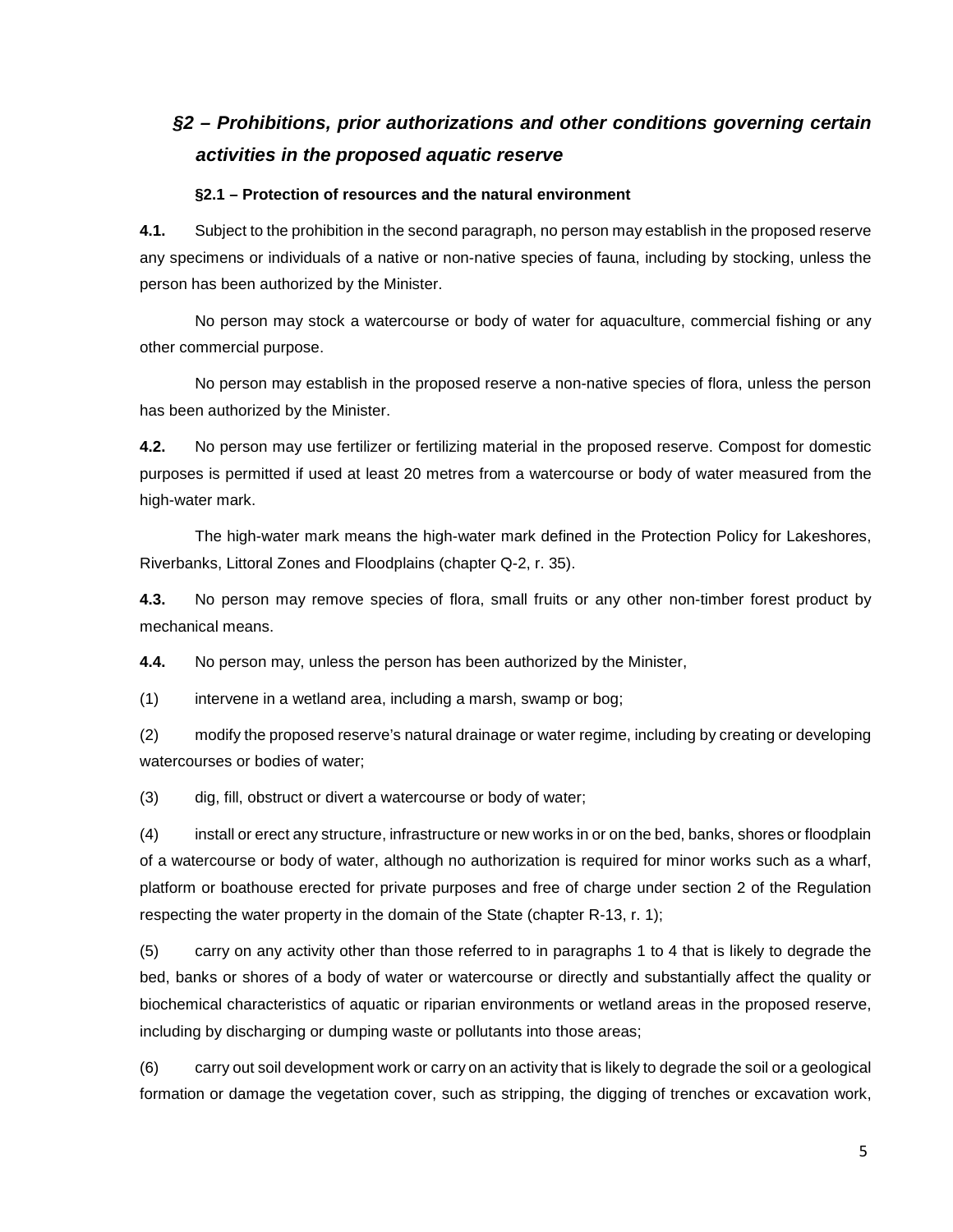## *§2 – Prohibitions, prior authorizations and other conditions governing certain activities in the proposed aquatic reserve*

### §2.1 – Protection of resources and the natural environment

**4.1.** Subject to the prohibition in the second paragraph, no person may establish in the proposed reserve any specimens or individuals of a native or non-native species of fauna, including by stocking, unless the person has been authorized by the Minister.

No person may stock a watercourse or body of water for aquaculture, commercial fishing or any other commercial purpose.

No person may establish in the proposed reserve a non-native species of flora, unless the person has been authorized by the Minister.

**4.2.** No person may use fertilizer or fertilizing material in the proposed reserve. Compost for domestic purposes is permitted if used at least 20 metres from a watercourse or body of water measured from the high-water mark.

The high-water mark means the high-water mark defined in the Protection Policy for Lakeshores, Riverbanks, Littoral Zones and Floodplains (chapter Q-2, r. 35).

**4.3.** No person may remove species of flora, small fruits or any other non-timber forest product by mechanical means.

**4.4.** No person may, unless the person has been authorized by the Minister,

(1) intervene in a wetland area, including a marsh, swamp or bog;

(2) modify the proposed reserve's natural drainage or water regime, including by creating or developing watercourses or bodies of water;

(3) dig, fill, obstruct or divert a watercourse or body of water;

(4) install or erect any structure, infrastructure or new works in or on the bed, banks, shores or floodplain of a watercourse or body of water, although no authorization is required for minor works such as a wharf, platform or boathouse erected for private purposes and free of charge under section 2 of the Regulation respecting the water property in the domain of the State (chapter R-13, r. 1);

(5) carry on any activity other than those referred to in paragraphs 1 to 4 that is likely to degrade the bed, banks or shores of a body of water or watercourse or directly and substantially affect the quality or biochemical characteristics of aquatic or riparian environments or wetland areas in the proposed reserve, including by discharging or dumping waste or pollutants into those areas;

(6) carry out soil development work or carry on an activity that is likely to degrade the soil or a geological formation or damage the vegetation cover, such as stripping, the digging of trenches or excavation work,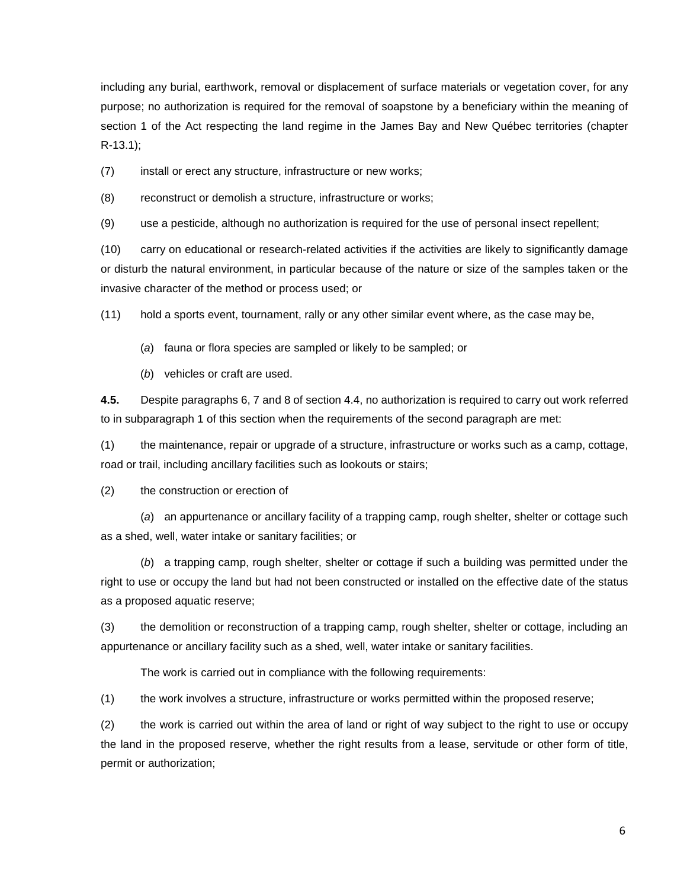including any burial, earthwork, removal or displacement of surface materials or vegetation cover, for any purpose; no authorization is required for the removal of soapstone by a beneficiary within the meaning of section 1 of the Act respecting the land regime in the James Bay and New Québec territories (chapter R-13.1);

(7) install or erect any structure, infrastructure or new works;

(8) reconstruct or demolish a structure, infrastructure or works;

(9) use a pesticide, although no authorization is required for the use of personal insect repellent;

(10) carry on educational or research-related activities if the activities are likely to significantly damage or disturb the natural environment, in particular because of the nature or size of the samples taken or the invasive character of the method or process used; or

(11) hold a sports event, tournament, rally or any other similar event where, as the case may be,

(*a*) fauna or flora species are sampled or likely to be sampled; or

(*b*) vehicles or craft are used.

**4.5.** Despite paragraphs 6, 7 and 8 of section 4.4, no authorization is required to carry out work referred to in subparagraph 1 of this section when the requirements of the second paragraph are met:

(1) the maintenance, repair or upgrade of a structure, infrastructure or works such as a camp, cottage, road or trail, including ancillary facilities such as lookouts or stairs;

(2) the construction or erection of

(*a*) an appurtenance or ancillary facility of a trapping camp, rough shelter, shelter or cottage such as a shed, well, water intake or sanitary facilities; or

(*b*) a trapping camp, rough shelter, shelter or cottage if such a building was permitted under the right to use or occupy the land but had not been constructed or installed on the effective date of the status as a proposed aquatic reserve;

(3) the demolition or reconstruction of a trapping camp, rough shelter, shelter or cottage, including an appurtenance or ancillary facility such as a shed, well, water intake or sanitary facilities.

The work is carried out in compliance with the following requirements:

(1) the work involves a structure, infrastructure or works permitted within the proposed reserve;

(2) the work is carried out within the area of land or right of way subject to the right to use or occupy the land in the proposed reserve, whether the right results from a lease, servitude or other form of title, permit or authorization;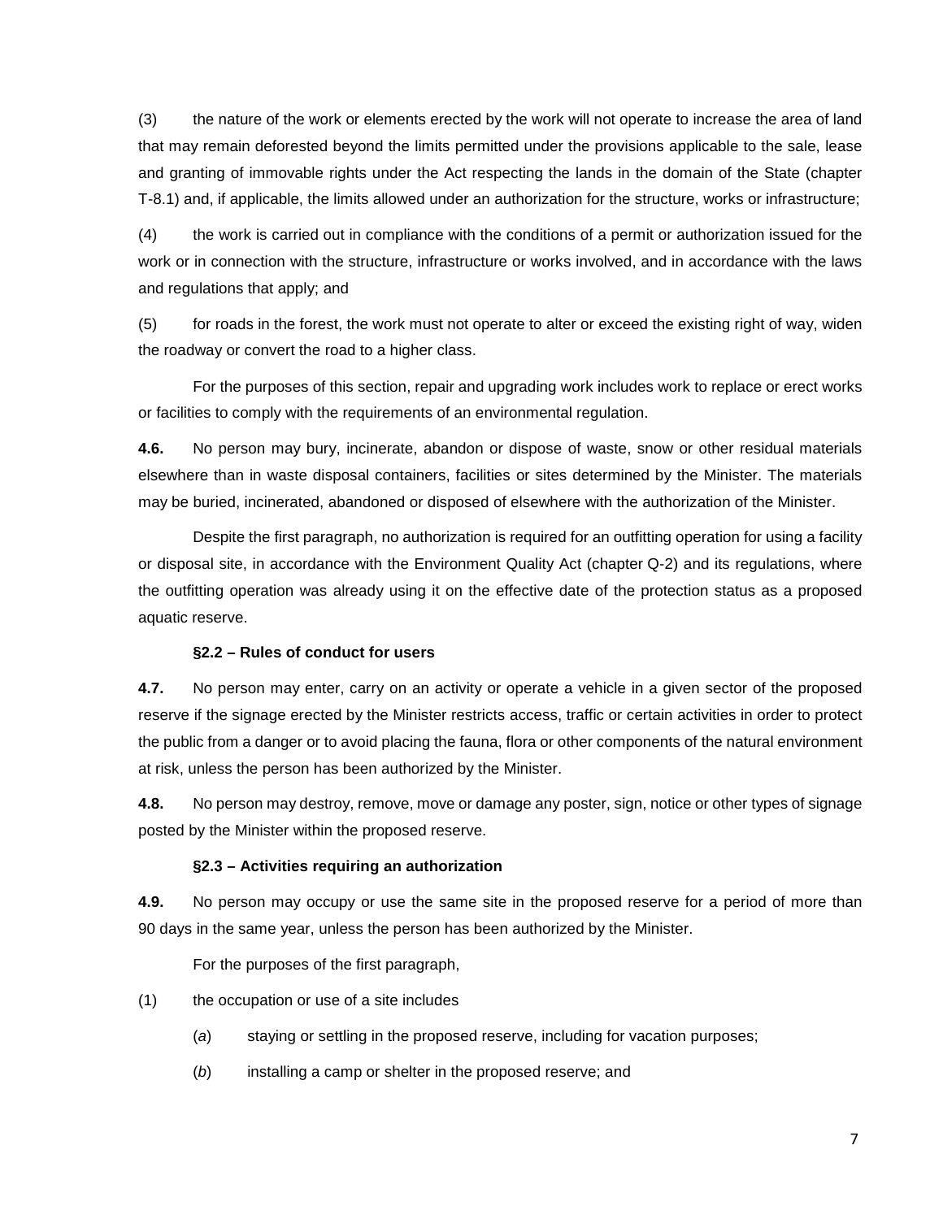(3) the nature of the work or elements erected by the work will not operate to increase the area of land that may remain deforested beyond the limits permitted under the provisions applicable to the sale, lease and granting of immovable rights under the Act respecting the lands in the domain of the State (chapter T-8.1) and, if applicable, the limits allowed under an authorization for the structure, works or infrastructure;

(4) the work is carried out in compliance with the conditions of a permit or authorization issued for the work or in connection with the structure, infrastructure or works involved, and in accordance with the laws and regulations that apply; and

(5) for roads in the forest, the work must not operate to alter or exceed the existing right of way, widen the roadway or convert the road to a higher class.

For the purposes of this section, repair and upgrading work includes work to replace or erect works or facilities to comply with the requirements of an environmental regulation.

**4.6.** No person may bury, incinerate, abandon or dispose of waste, snow or other residual materials elsewhere than in waste disposal containers, facilities or sites determined by the Minister. The materials may be buried, incinerated, abandoned or disposed of elsewhere with the authorization of the Minister.

Despite the first paragraph, no authorization is required for an outfitting operation for using a facility or disposal site, in accordance with the Environment Quality Act (chapter Q-2) and its regulations, where the outfitting operation was already using it on the effective date of the protection status as a proposed aquatic reserve.

**§2.2 – Rules of conduct for users**

**4.7.** No person may enter, carry on an activity or operate a vehicle in a given sector of the proposed reserve if the signage erected by the Minister restricts access, traffic or certain activities in order to protect the public from a danger or to avoid placing the fauna, flora or other components of the natural environment at risk, unless the person has been authorized by the Minister.

**4.8.** No person may destroy, remove, move or damage any poster, sign, notice or other types of signage posted by the Minister within the proposed reserve.

**§2.3 – Activities requiring an authorization**

**4.9.** No person may occupy or use the same site in the proposed reserve for a period of more than 90 days in the same year, unless the person has been authorized by the Minister.

For the purposes of the first paragraph,

(1) the occupation or use of a site includes

(*a*) staying or settling in the proposed reserve, including for vacation purposes;

(*b*) installing a camp or shelter in the proposed reserve; and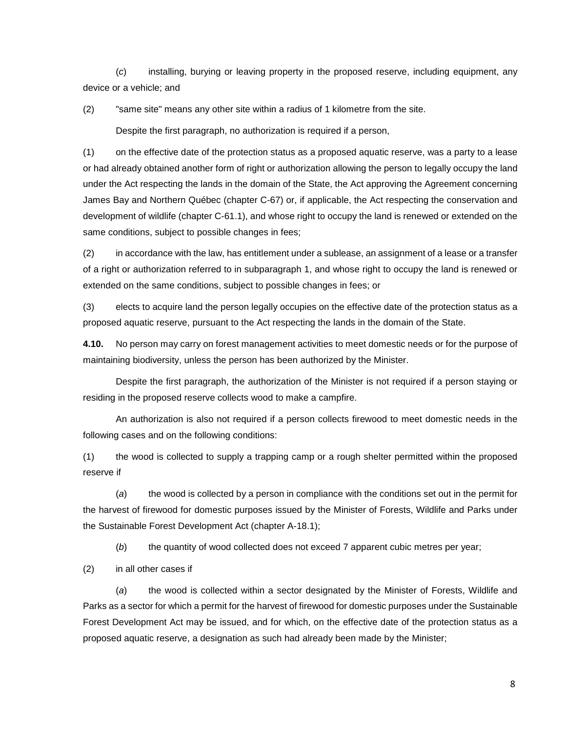(*c*) installing, burying or leaving property in the proposed reserve, including equipment, any device or a vehicle; and

(2) "same site" means any other site within a radius of 1 kilometre from the site.

Despite the first paragraph, no authorization is required if a person,

(1) on the effective date of the protection status as a proposed aquatic reserve, was a party to a lease or had already obtained another form of right or authorization allowing the person to legally occupy the land under the Act respecting the lands in the domain of the State, the Act approving the Agreement concerning James Bay and Northern Québec (chapter C-67) or, if applicable, the Act respecting the conservation and development of wildlife (chapter C-61.1), and whose right to occupy the land is renewed or extended on the same conditions, subject to possible changes in fees;

(2) in accordance with the law, has entitlement under a sublease, an assignment of a lease or a transfer of a right or authorization referred to in subparagraph 1, and whose right to occupy the land is renewed or extended on the same conditions, subject to possible changes in fees; or

(3) elects to acquire land the person legally occupies on the effective date of the protection status as a proposed aquatic reserve, pursuant to the Act respecting the lands in the domain of the State.

**4.10.** No person may carry on forest management activities to meet domestic needs or for the purpose of maintaining biodiversity, unless the person has been authorized by the Minister.

Despite the first paragraph, the authorization of the Minister is not required if a person staying or residing in the proposed reserve collects wood to make a campfire.

An authorization is also not required if a person collects firewood to meet domestic needs in the following cases and on the following conditions:

(1) the wood is collected to supply a trapping camp or a rough shelter permitted within the proposed reserve if

(*a*) the wood is collected by a person in compliance with the conditions set out in the permit for the harvest of firewood for domestic purposes issued by the Minister of Forests, Wildlife and Parks under the Sustainable Forest Development Act (chapter A-18.1);

(*b*) the quantity of wood collected does not exceed 7 apparent cubic metres per year;

(2) in all other cases if

(*a*) the wood is collected within a sector designated by the Minister of Forests, Wildlife and Parks as a sector for which a permit for the harvest of firewood for domestic purposes under the Sustainable Forest Development Act may be issued, and for which, on the effective date of the protection status as a proposed aquatic reserve, a designation as such had already been made by the Minister;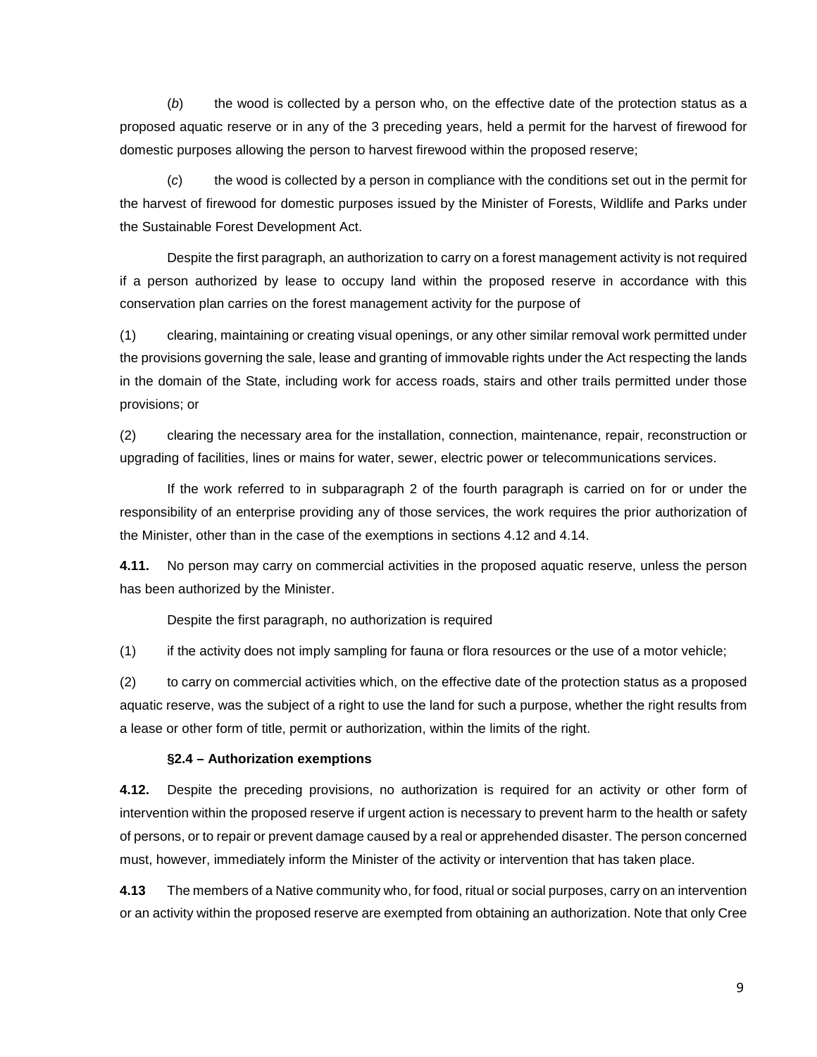(*b*) the wood is collected by a person who, on the effective date of the protection status as a proposed aquatic reserve or in any of the 3 preceding years, held a permit for the harvest of firewood for domestic purposes allowing the person to harvest firewood within the proposed reserve;

(*c*) the wood is collected by a person in compliance with the conditions set out in the permit for the harvest of firewood for domestic purposes issued by the Minister of Forests, Wildlife and Parks under the Sustainable Forest Development Act.

Despite the first paragraph, an authorization to carry on a forest management activity is not required if a person authorized by lease to occupy land within the proposed reserve in accordance with this conservation plan carries on the forest management activity for the purpose of

(1) clearing, maintaining or creating visual openings, or any other similar removal work permitted under the provisions governing the sale, lease and granting of immovable rights under the Act respecting the lands in the domain of the State, including work for access roads, stairs and other trails permitted under those provisions; or

(2) clearing the necessary area for the installation, connection, maintenance, repair, reconstruction or upgrading of facilities, lines or mains for water, sewer, electric power or telecommunications services.

If the work referred to in subparagraph 2 of the fourth paragraph is carried on for or under the responsibility of an enterprise providing any of those services, the work requires the prior authorization of the Minister, other than in the case of the exemptions in sections 4.12 and 4.14.

**4.11.** No person may carry on commercial activities in the proposed aquatic reserve, unless the person has been authorized by the Minister.

Despite the first paragraph, no authorization is required

(1) if the activity does not imply sampling for fauna or flora resources or the use of a motor vehicle;

(2) to carry on commercial activities which, on the effective date of the protection status as a proposed aquatic reserve, was the subject of a right to use the land for such a purpose, whether the right results from a lease or other form of title, permit or authorization, within the limits of the right.

**§2.4 – Authorization exemptions**

**4.12.** Despite the preceding provisions, no authorization is required for an activity or other form of intervention within the proposed reserve if urgent action is necessary to prevent harm to the health or safety of persons, or to repair or prevent damage caused by a real or apprehended disaster. The person concerned must, however, immediately inform the Minister of the activity or intervention that has taken place.

**4.13** The members of a Native community who, for food, ritual or social purposes, carry on an intervention or an activity within the proposed reserve are exempted from obtaining an authorization. Note that only Cree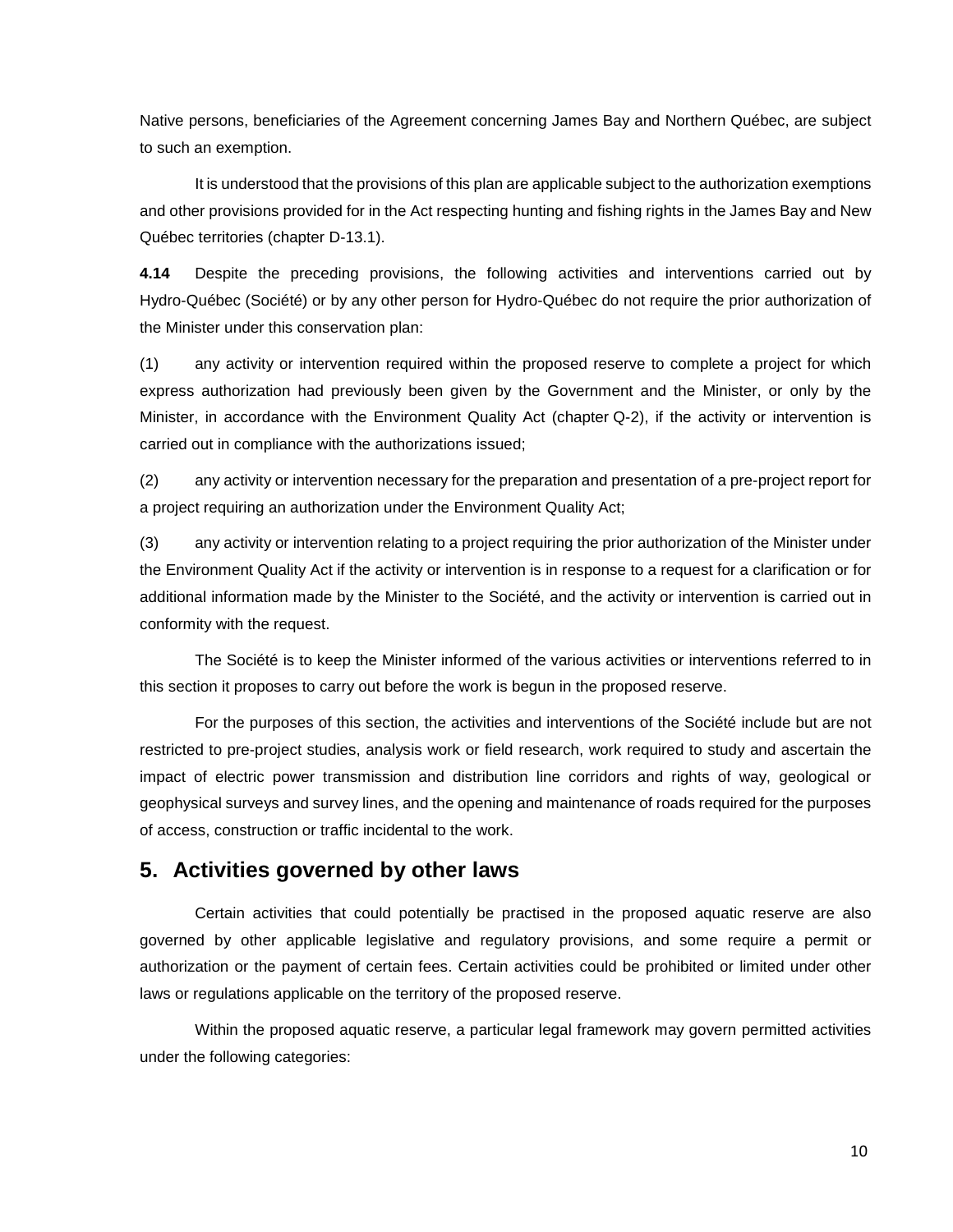Native persons, beneficiaries of the Agreement concerning James Bay and Northern Québec, are subject to such an exemption.

It is understood that the provisions of this plan are applicable subject to the authorization exemptions and other provisions provided for in the Act respecting hunting and fishing rights in the James Bay and New Québec territories (chapter D-13.1).

**4.14** Despite the preceding provisions, the following activities and interventions carried out by Hydro-Québec (Société) or by any other person for Hydro-Québec do not require the prior authorization of the Minister under this conservation plan:

(1) any activity or intervention required within the proposed reserve to complete a project for which express authorization had previously been given by the Government and the Minister, or only by the Minister, in accordance with the Environment Quality Act (chapter Q-2), if the activity or intervention is carried out in compliance with the authorizations issued;

(2) any activity or intervention necessary for the preparation and presentation of a pre-project report for a project requiring an authorization under the Environment Quality Act;

(3) any activity or intervention relating to a project requiring the prior authorization of the Minister under the Environment Quality Act if the activity or intervention is in response to a request for a clarification or for additional information made by the Minister to the Société, and the activity or intervention is carried out in conformity with the request.

The Société is to keep the Minister informed of the various activities or interventions referred to in this section it proposes to carry out before the work is begun in the proposed reserve.

For the purposes of this section, the activities and interventions of the Société include but are not restricted to pre-project studies, analysis work or field research, work required to study and ascertain the impact of electric power transmission and distribution line corridors and rights of way, geological or geophysical surveys and survey lines, and the opening and maintenance of roads required for the purposes of access, construction or traffic incidental to the work.

## 5. Activities governed by other laws

Certain activities that could potentially be practised in the proposed aquatic reserve are also governed by other applicable legislative and regulatory provisions, and some require a permit or authorization or the payment of certain fees. Certain activities could be prohibited or limited under other laws or regulations applicable on the territory of the proposed reserve.

Within the proposed aquatic reserve, a particular legal framework may govern permitted activities under the following categories: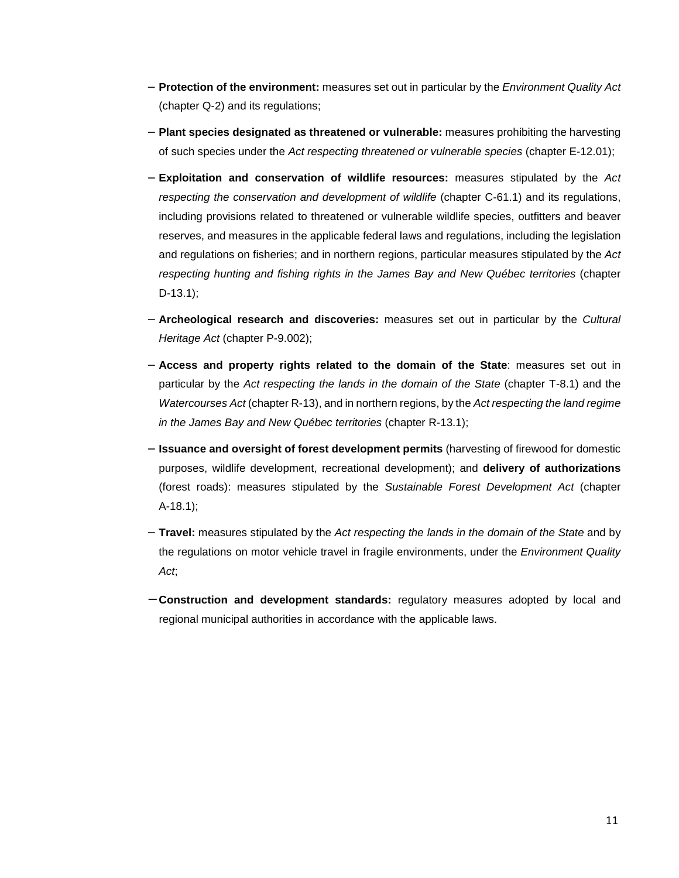- **Protection of the environment:** measures set out in particular by the *Environment Quality Act* (chapter Q-2) and its regulations;
- **Plant species designated as threatened or vulnerable:** measures prohibiting the harvesting of such species under the *Act respecting threatened or vulnerable species* (chapter E-12.01);
- **Exploitation and conservation of wildlife resources:** measures stipulated by the *Act respecting the conservation and development of wildlife* (chapter C-61.1) and its regulations, including provisions related to threatened or vulnerable wildlife species, outfitters and beaver reserves, and measures in the applicable federal laws and regulations, including the legislation and regulations on fisheries; and in northern regions, particular measures stipulated by the *Act respecting hunting and fishing rights in the James Bay and New Québec territories* (chapter D-13.1);
- **Archeological research and discoveries:** measures set out in particular by the *Cultural Heritage Act* (chapter P-9.002);
- **Access and property rights related to the domain of the State**: measures set out in particular by the *Act respecting the lands in the domain of the State* (chapter T-8.1) and the *Watercourses Act* (chapter R-13), and in northern regions, by the *Act respecting the land regime in the James Bay and New Québec territories* (chapter R-13.1);
- **Issuance and oversight of forest development permits** (harvesting of firewood for domestic purposes, wildlife development, recreational development); and **delivery of authorizations** (forest roads): measures stipulated by the *Sustainable Forest Development Act* (chapter A-18.1);
- **Travel:** measures stipulated by the *Act respecting the lands in the domain of the State* and by the regulations on motor vehicle travel in fragile environments, under the *Environment Quality Act*;
- **Construction and development standards:** regulatory measures adopted by local and regional municipal authorities in accordance with the applicable laws.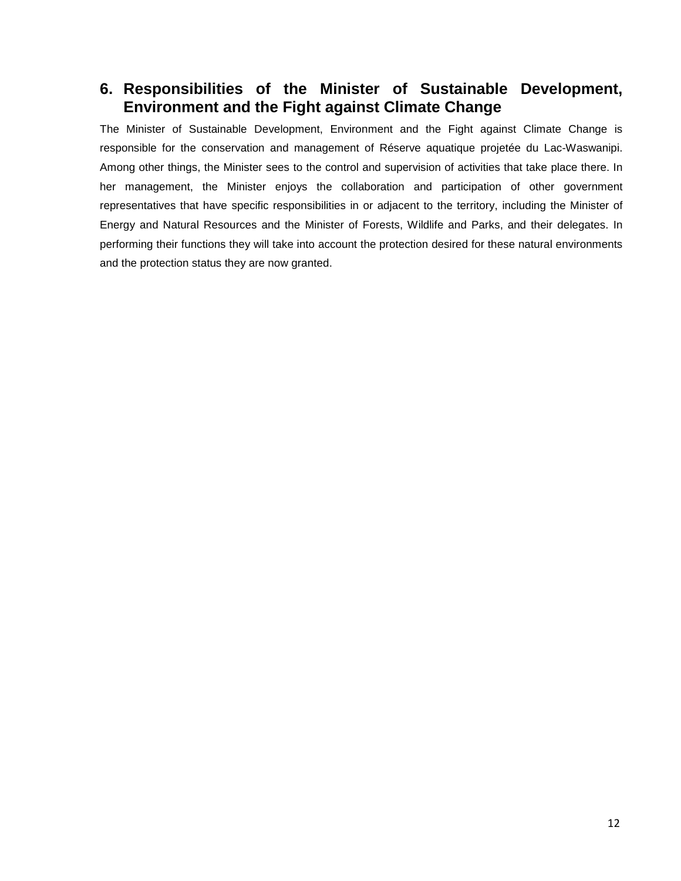## 6. Responsibilities of the Minister of Sustainable Development, Environment and the Fight against Climate Change

The Minister of Sustainable Development, Environment and the Fight against Climate Change is responsible for the conservation and management of Réserve aquatique projetée du Lac-Waswanipi. Among other things, the Minister sees to the control and supervision of activities that take place there. In her management, the Minister enjoys the collaboration and participation of other government representatives that have specific responsibilities in or adjacent to the territory, including the Minister of Energy and Natural Resources and the Minister of Forests, Wildlife and Parks, and their delegates. In performing their functions they will take into account the protection desired for these natural environments and the protection status they are now granted.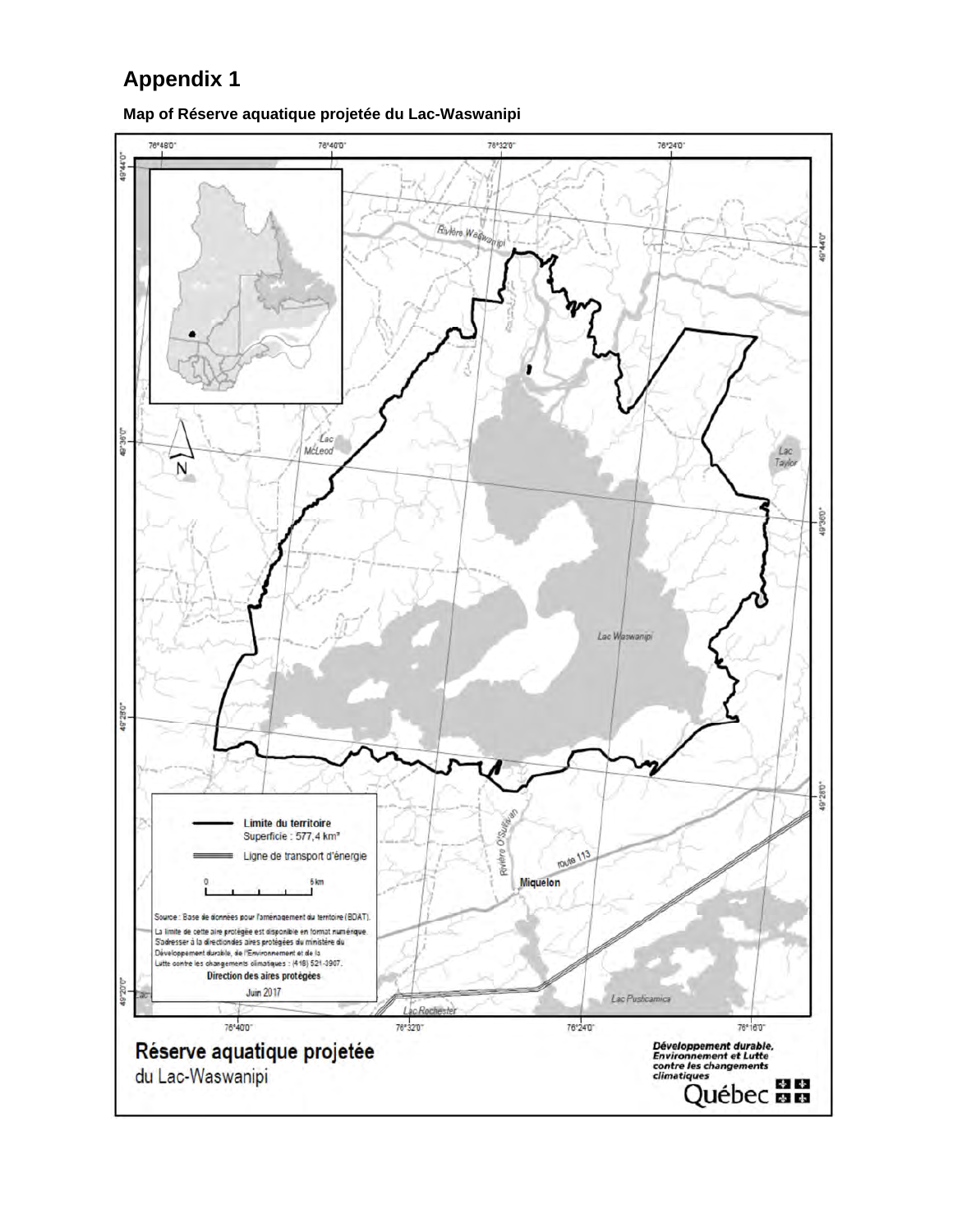# Appendix 1

**Map of Réserve aquatique projetée du Lac-Waswanipi**

76°48'0"
76°40'0"
76°32'0"
76°24'0"

49°44'0"
49°36'0"
49°28'0"
49°20'0"

Rivière Waswanipi

Lac McLeod

Lac Taylor

Lac Waswanipi

Rivière O'Sullivan

route 113

Miquelon

Lac Rochester

Lac Pusticamica

N

Limite du territoire
Superficie : 577,4 km²

Ligne de transport d'énergie

0 5 km

Source : Base de données pour l'aménagement du territoire (BDAT).
La limite de cette aire protégée est disponible en format numérique.
S'adresser à la direction des aires protégées du ministère du Développement durable, de l'Environnement et de la Lutte contre les changements climatiques : (418) 521-3907.

Direction des aires protégées

Juin 2017

76°40'0"
76°32'0"
76°24'0"
76°16'0"

**Réserve aquatique projetée**
du Lac-Waswanipi

*Développement durable, Environnement et Lutte contre les changements climatiques*

Québec